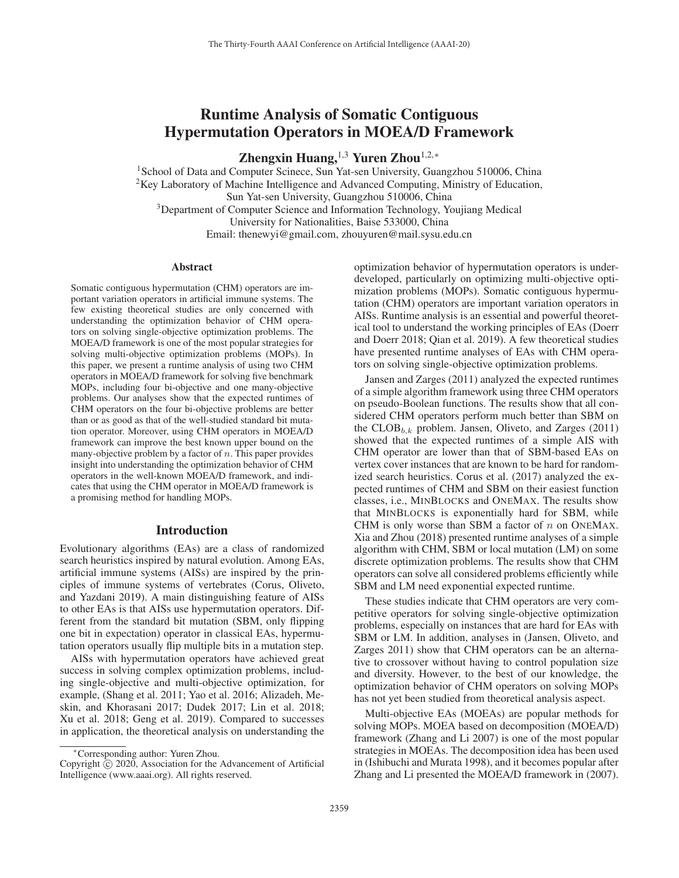# Runtime Analysis of Somatic Contiguous Hypermutation Operators in MOEA/D Framework

**Zhengxin Huang,[1,3] Yuren Zhou[1,2,*]**

[1]School of Data and Computer Scinece, Sun Yat-sen University, Guangzhou 510006, China
[2]Key Laboratory of Machine Intelligence and Advanced Computing, Ministry of Education, Sun Yat-sen University, Guangzhou 510006, China
[3]Department of Computer Science and Information Technology, Youjiang Medical University for Nationalities, Baise 533000, China
Email: thenewyi@gmail.com, zhouyuren@mail.sysu.edu.cn

## Abstract

Somatic contiguous hypermutation (CHM) operators are important variation operators in artificial immune systems. The few existing theoretical studies are only concerned with understanding the optimization behavior of CHM operators on solving single-objective optimization problems. The MOEA/D framework is one of the most popular strategies for solving multi-objective optimization problems (MOPs). In this paper, we present a runtime analysis of using two CHM operators in MOEA/D framework for solving five benchmark MOPs, including four bi-objective and one many-objective problems. Our analyses show that the expected runtimes of CHM operators on the four bi-objective problems are better than or as good as that of the well-studied standard bit mutation operator. Moreover, using CHM operators in MOEA/D framework can improve the best known upper bound on the many-objective problem by a factor of $n$. This paper provides insight into understanding the optimization behavior of CHM operators in the well-known MOEA/D framework, and indicates that using the CHM operator in MOEA/D framework is a promising method for handling MOPs.

## Introduction

Evolutionary algorithms (EAs) are a class of randomized search heuristics inspired by natural evolution. Among EAs, artificial immune systems (AISs) are inspired by the principles of immune systems of vertebrates (Corus, Oliveto, and Yazdani 2019). A main distinguishing feature of AISs to other EAs is that AISs use hypermutation operators. Different from the standard bit mutation (SBM, only flipping one bit in expectation) operator in classical EAs, hypermutation operators usually flip multiple bits in a mutation step.

AISs with hypermutation operators have achieved great success in solving complex optimization problems, including single-objective and multi-objective optimization, for example, (Shang et al. 2011; Yao et al. 2016; Alizadeh, Meskin, and Khorasani 2017; Dudek 2017; Lin et al. 2018; Xu et al. 2018; Geng et al. 2019). Compared to successes in application, the theoretical analysis on understanding the optimization behavior of hypermutation operators is underdeveloped, particularly on optimizing multi-objective optimization problems (MOPs). Somatic contiguous hypermutation (CHM) operators are important variation operators in AISs. Runtime analysis is an essential and powerful theoretical tool to understand the working principles of EAs (Doerr and Doerr 2018; Qian et al. 2019). A few theoretical studies have presented runtime analyses of EAs with CHM operators on solving single-objective optimization problems.

Jansen and Zarges (2011) analyzed the expected runtimes of a simple algorithm framework using three CHM operators on pseudo-Boolean functions. The results show that all considered CHM operators perform much better than SBM on the $\text{CLOB}_{b,k}$ problem. Jansen, Oliveto, and Zarges (2011) showed that the expected runtimes of a simple AIS with CHM operator are lower than that of SBM-based EAs on vertex cover instances that are known to be hard for randomized search heuristics. Corus et al. (2017) analyzed the expected runtimes of CHM and SBM on their easiest function classes, i.e., MINBLOCKS and ONEMAX. The results show that MINBLOCKS is exponentially hard for SBM, while CHM is only worse than SBM a factor of $n$ on ONEMAX. Xia and Zhou (2018) presented runtime analyses of a simple algorithm with CHM, SBM or local mutation (LM) on some discrete optimization problems. The results show that CHM operators can solve all considered problems efficiently while SBM and LM need exponential expected runtime.

These studies indicate that CHM operators are very competitive operators for solving single-objective optimization problems, especially on instances that are hard for EAs with SBM or LM. In addition, analyses in (Jansen, Oliveto, and Zarges 2011) show that CHM operators can be an alternative to crossover without having to control population size and diversity. However, to the best of our knowledge, the optimization behavior of CHM operators on solving MOPs has not yet been studied from theoretical analysis aspect.

Multi-objective EAs (MOEAs) are popular methods for solving MOPs. MOEA based on decomposition (MOEA/D) framework (Zhang and Li 2007) is one of the most popular strategies in MOEAs. The decomposition idea has been used in (Ishibuchi and Murata 1998), and it becomes popular after Zhang and Li presented the MOEA/D framework in (2007).

---

*Corresponding author: Yuren Zhou.
Copyright © 2020, Association for the Advancement of Artificial Intelligence (www.aaai.org). All rights reserved.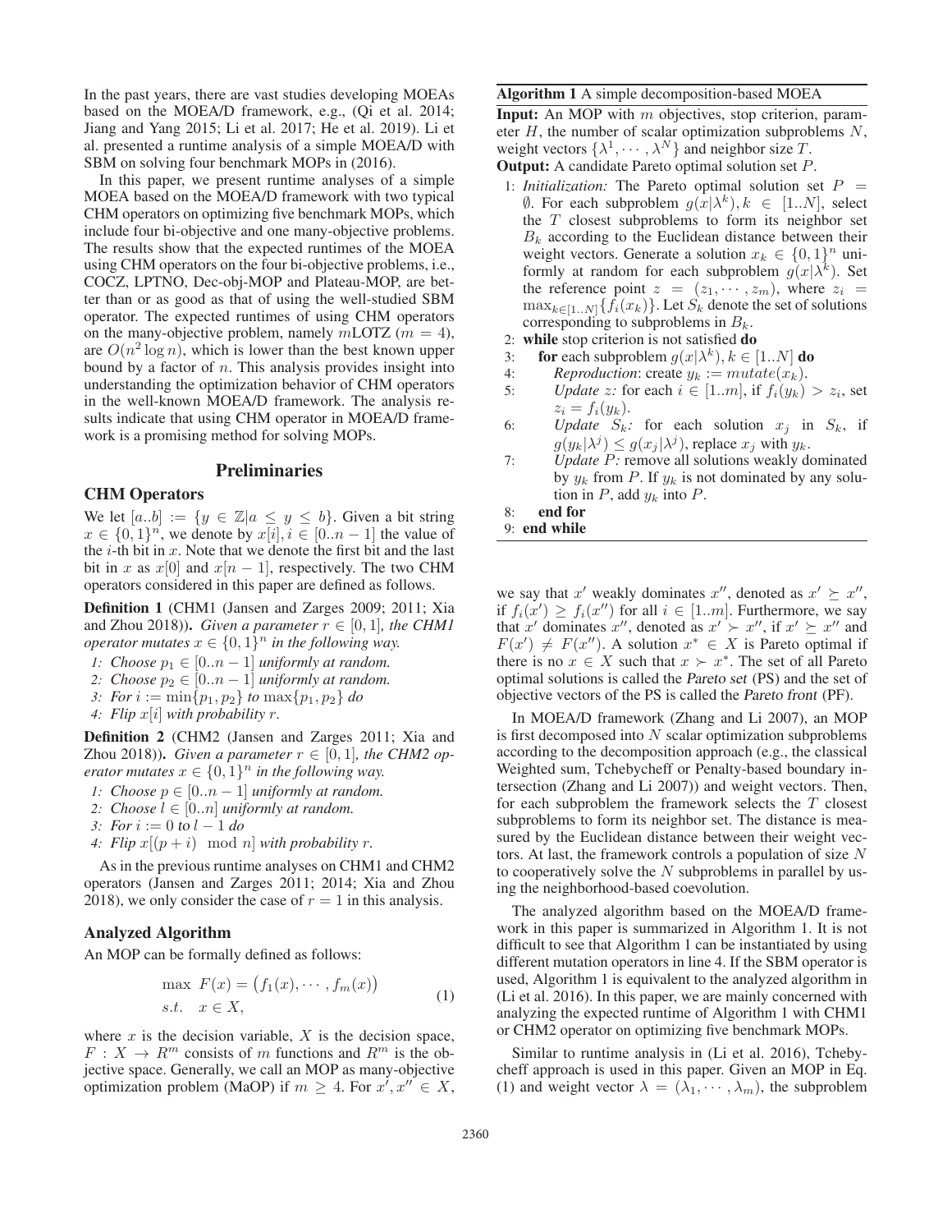In the past years, there are vast studies developing MOEAs based on the MOEA/D framework, e.g., (Qi et al. 2014; Jiang and Yang 2015; Li et al. 2017; He et al. 2019). Li et al. presented a runtime analysis of a simple MOEA/D with SBM on solving four benchmark MOPs in (2016).

In this paper, we present runtime analyses of a simple MOEA based on the MOEA/D framework with two typical CHM operators on optimizing five benchmark MOPs, which include four bi-objective and one many-objective problems. The results show that the expected runtimes of the MOEA using CHM operators on the four bi-objective problems, i.e., COCZ, LPTNO, Dec-obj-MOP and Plateau-MOP, are better than or as good as that of using the well-studied SBM operator. The expected runtimes of using CHM operators on the many-objective problem, namely $m$LOTZ ($m = 4$), are $O(n^2 \log n)$, which is lower than the best known upper bound by a factor of $n$. This analysis provides insight into understanding the optimization behavior of CHM operators in the well-known MOEA/D framework. The analysis results indicate that using CHM operator in MOEA/D framework is a promising method for solving MOPs.

## Preliminaries

### CHM Operators

We let $[a..b] := \{y \in \mathbb{Z} | a \leq y \leq b\}$. Given a bit string $x \in \{0, 1\}^n$, we denote by $x[i], i \in [0..n-1]$ the value of the $i$-th bit in $x$. Note that we denote the first bit and the last bit in $x$ as $x[0]$ and $x[n-1]$, respectively. The two CHM operators considered in this paper are defined as follows.

**Definition 1** (CHM1 (Jansen and Zarges 2009; 2011; Xia and Zhou 2018)). *Given a parameter $r \in [0, 1]$, the CHM1 operator mutates $x \in \{0, 1\}^n$ in the following way.*

*1: Choose $p_1 \in [0..n-1]$ uniformly at random.*
*2: Choose $p_2 \in [0..n-1]$ uniformly at random.*
*3: For $i := \min\{p_1, p_2\}$ to $\max\{p_1, p_2\}$ do*
*4: Flip $x[i]$ with probability $r$.*

**Definition 2** (CHM2 (Jansen and Zarges 2011; Xia and Zhou 2018)). *Given a parameter $r \in [0, 1]$, the CHM2 operator mutates $x \in \{0, 1\}^n$ in the following way.*

*1: Choose $p \in [0..n-1]$ uniformly at random.*
*2: Choose $l \in [0..n]$ uniformly at random.*
*3: For $i := 0$ to $l - 1$ do*
*4: Flip $x[(p + i) \mod n]$ with probability $r$.*

As in the previous runtime analyses on CHM1 and CHM2 operators (Jansen and Zarges 2011; 2014; Xia and Zhou 2018), we only consider the case of $r = 1$ in this analysis.

### Analyzed Algorithm

An MOP can be formally defined as follows:

$$\begin{aligned} \max \ & F(x) = \big(f_1(x), \cdots, f_m(x)\big) \\ s.t. \ & x \in X, \end{aligned} \tag{1}$$

where $x$ is the decision variable, $X$ is the decision space, $F : X \to R^m$ consists of $m$ functions and $R^m$ is the objective space. Generally, we call an MOP as many-objective optimization problem (MaOP) if $m \geq 4$. For $x', x'' \in X$, we say that $x'$ weakly dominates $x''$, denoted as $x' \succeq x''$, if $f_i(x') \geq f_i(x'')$ for all $i \in [1..m]$. Furthermore, we say that $x'$ dominates $x''$, denoted as $x' \succ x''$, if $x' \succeq x''$ and $F(x') \neq F(x'')$. A solution $x^* \in X$ is Pareto optimal if there is no $x \in X$ such that $x \succ x^*$. The set of all Pareto optimal solutions is called the *Pareto set* (PS) and the set of objective vectors of the PS is called the *Pareto front* (PF).

**Algorithm 1** A simple decomposition-based MOEA

**Input:** An MOP with $m$ objectives, stop criterion, parameter $H$, the number of scalar optimization subproblems $N$, weight vectors $\{\lambda^1, \cdots, \lambda^N\}$ and neighbor size $T$.
**Output:** A candidate Pareto optimal solution set $P$.

1: *Initialization:* The Pareto optimal solution set $P = \emptyset$. For each subproblem $g(x|\lambda^k), k \in [1..N]$, select the $T$ closest subproblems to form its neighbor set $B_k$ according to the Euclidean distance between their weight vectors. Generate a solution $x_k \in \{0, 1\}^n$ uniformly at random for each subproblem $g(x|\lambda^k)$. Set the reference point $z = (z_1, \cdots, z_m)$, where $z_i = \max_{k \in [1..N]}\{f_i(x_k)\}$. Let $S_k$ denote the set of solutions corresponding to subproblems in $B_k$.
2: **while** stop criterion is not satisfied **do**
3: &nbsp;&nbsp;&nbsp;&nbsp;**for** each subproblem $g(x|\lambda^k), k \in [1..N]$ **do**
4: &nbsp;&nbsp;&nbsp;&nbsp;&nbsp;&nbsp;&nbsp;&nbsp;*Reproduction:* create $y_k := mutate(x_k)$.
5: &nbsp;&nbsp;&nbsp;&nbsp;&nbsp;&nbsp;&nbsp;&nbsp;*Update $z$:* for each $i \in [1..m]$, if $f_i(y_k) > z_i$, set $z_i = f_i(y_k)$.
6: &nbsp;&nbsp;&nbsp;&nbsp;&nbsp;&nbsp;&nbsp;&nbsp;*Update $S_k$:* for each solution $x_j$ in $S_k$, if $g(y_k|\lambda^j) \leq g(x_j|\lambda^j)$, replace $x_j$ with $y_k$.
7: &nbsp;&nbsp;&nbsp;&nbsp;&nbsp;&nbsp;&nbsp;&nbsp;*Update $P$:* remove all solutions weakly dominated by $y_k$ from $P$. If $y_k$ is not dominated by any solution in $P$, add $y_k$ into $P$.
8: &nbsp;&nbsp;&nbsp;&nbsp;**end for**
9: **end while**

In MOEA/D framework (Zhang and Li 2007), an MOP is first decomposed into $N$ scalar optimization subproblems according to the decomposition approach (e.g., the classical Weighted sum, Tchebycheff or Penalty-based boundary intersection (Zhang and Li 2007)) and weight vectors. Then, for each subproblem the framework selects the $T$ closest subproblems to form its neighbor set. The distance is measured by the Euclidean distance between their weight vectors. At last, the framework controls a population of size $N$ to cooperatively solve the $N$ subproblems in parallel by using the neighborhood-based coevolution.

The analyzed algorithm based on the MOEA/D framework in this paper is summarized in Algorithm 1. It is not difficult to see that Algorithm 1 can be instantiated by using different mutation operators in line 4. If the SBM operator is used, Algorithm 1 is equivalent to the analyzed algorithm in (Li et al. 2016). In this paper, we are mainly concerned with analyzing the expected runtime of Algorithm 1 with CHM1 or CHM2 operator on optimizing five benchmark MOPs.

Similar to runtime analysis in (Li et al. 2016), Tchebycheff approach is used in this paper. Given an MOP in Eq. (1) and weight vector $\lambda = (\lambda_1, \cdots, \lambda_m)$, the subproblem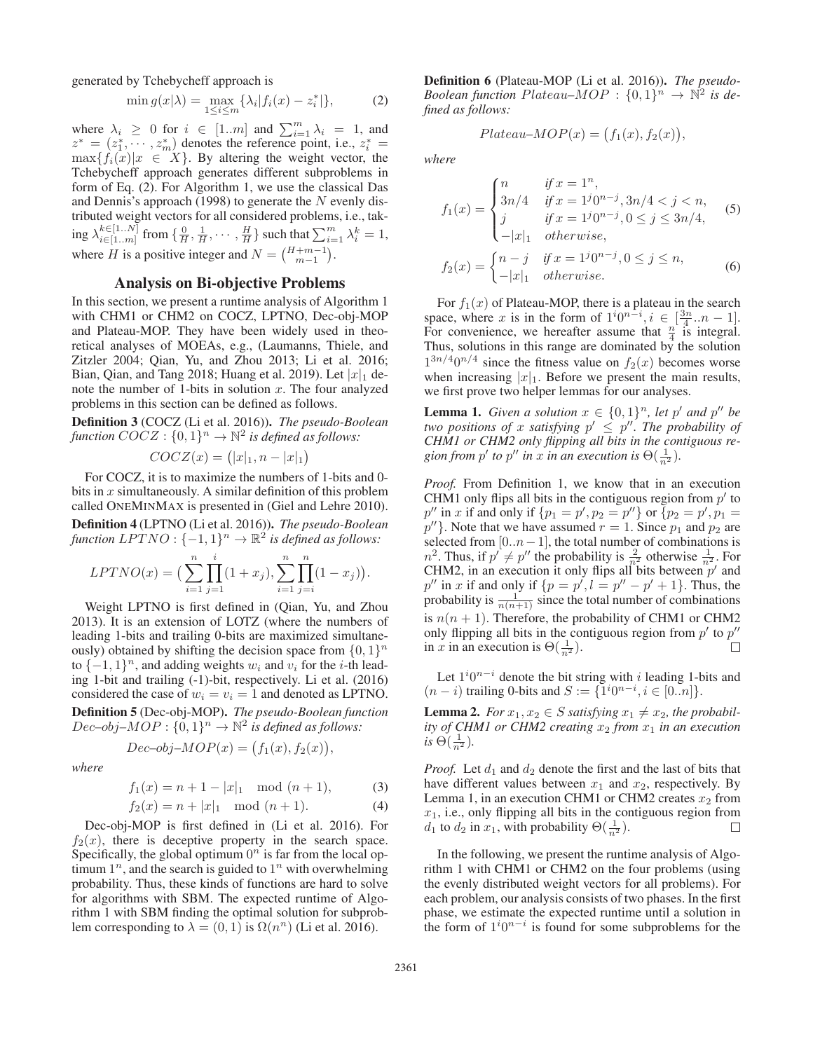generated by Tchebycheff approach is

$$\min g(x|\lambda) = \max_{1 \le i \le m} \{\lambda_i |f_i(x) - z_i^*|\}, \tag{2}$$

where $\lambda_i \ge 0$ for $i \in [1..m]$ and $\sum_{i=1}^{m} \lambda_i = 1$, and $z^* = (z_1^*, \cdots, z_m^*)$ denotes the reference point, i.e., $z_i^* = \max\{f_i(x)|x \in X\}$. By altering the weight vector, the Tchebycheff approach generates different subproblems in form of Eq. (2). For Algorithm 1, we use the classical Das and Dennis's approach (1998) to generate the $N$ evenly distributed weight vectors for all considered problems, i.e., taking $\lambda_{i \in [1..m]}^{k \in [1..N]}$ from $\{\frac{0}{H}, \frac{1}{H}, \cdots, \frac{H}{H}\}$ such that $\sum_{i=1}^{m} \lambda_i^k = 1$, where $H$ is a positive integer and $N = \binom{H+m-1}{m-1}$.

## Analysis on Bi-objective Problems

In this section, we present a runtime analysis of Algorithm 1 with CHM1 or CHM2 on COCZ, LPTNO, Dec-obj-MOP and Plateau-MOP. They have been widely used in theoretical analyses of MOEAs, e.g., (Laumanns, Thiele, and Zitzler 2004; Qian, Yu, and Zhou 2013; Li et al. 2016; Bian, Qian, and Tang 2018; Huang et al. 2019). Let $|x|_1$ denote the number of 1-bits in solution $x$. The four analyzed problems in this section can be defined as follows.

**Definition 3** (COCZ (Li et al. 2016)). *The pseudo-Boolean function $COCZ : \{0,1\}^n \to \mathbb{N}^2$ is defined as follows:*

$$COCZ(x) = \big(|x|_1, n - |x|_1\big)$$

For COCZ, it is to maximize the numbers of 1-bits and 0-bits in $x$ simultaneously. A similar definition of this problem called ONEMINMAX is presented in (Giel and Lehre 2010).

**Definition 4** (LPTNO (Li et al. 2016)). *The pseudo-Boolean function $LPTNO : \{-1,1\}^n \to \mathbb{R}^2$ is defined as follows:*

$$LPTNO(x) = \Big(\sum_{i=1}^{n}\prod_{j=1}^{i}(1+x_j), \sum_{i=1}^{n}\prod_{j=i}^{n}(1-x_j)\Big).$$

Weight LPTNO is first defined in (Qian, Yu, and Zhou 2013). It is an extension of LOTZ (where the numbers of leading 1-bits and trailing 0-bits are maximized simultaneously) obtained by shifting the decision space from $\{0,1\}^n$ to $\{-1,1\}^n$, and adding weights $w_i$ and $v_i$ for the $i$-th leading 1-bit and trailing (-1)-bit, respectively. Li et al. (2016) considered the case of $w_i = v_i = 1$ and denoted as LPTNO.

**Definition 5** (Dec-obj-MOP). *The pseudo-Boolean function $Dec\text{–}obj\text{–}MOP : \{0,1\}^n \to \mathbb{N}^2$ is defined as follows:*

$$Dec\text{–}obj\text{–}MOP(x) = \big(f_1(x), f_2(x)\big),$$

*where*

$$f_1(x) = n + 1 - |x|_1 \mod (n+1), \tag{3}$$

$$f_2(x) = n + |x|_1 \mod (n+1). \tag{4}$$

Dec-obj-MOP is first defined in (Li et al. 2016). For $f_2(x)$, there is deceptive property in the search space. Specifically, the global optimum $0^n$ is far from the local optimum $1^n$, and the search is guided to $1^n$ with overwhelming probability. Thus, these kinds of functions are hard to solve for algorithms with SBM. The expected runtime of Algorithm 1 with SBM finding the optimal solution for subproblem corresponding to $\lambda = (0,1)$ is $\Omega(n^n)$ (Li et al. 2016).

**Definition 6** (Plateau-MOP (Li et al. 2016)). *The pseudo-Boolean function $Plateau\text{–}MOP : \{0,1\}^n \to \mathbb{N}^2$ is defined as follows:*

$$Plateau\text{–}MOP(x) = \big(f_1(x), f_2(x)\big),$$

*where*

$$f_1(x) = \begin{cases} n & \text{if } x = 1^n, \\ 3n/4 & \text{if } x = 1^j0^{n-j}, 3n/4 < j < n, \\ j & \text{if } x = 1^j0^{n-j}, 0 \le j \le 3n/4, \\ -|x|_1 & \text{otherwise}, \end{cases} \tag{5}$$

$$f_2(x) = \begin{cases} n - j & \text{if } x = 1^j0^{n-j}, 0 \le j \le n, \\ -|x|_1 & \text{otherwise}. \end{cases} \tag{6}$$

For $f_1(x)$ of Plateau-MOP, there is a plateau in the search space, where $x$ is in the form of $1^i0^{n-i}, i \in [\frac{3n}{4}..n-1]$. For convenience, we hereafter assume that $\frac{n}{4}$ is integral. Thus, solutions in this range are dominated by the solution $1^{3n/4}0^{n/4}$ since the fitness value on $f_2(x)$ becomes worse when increasing $|x|_1$. Before we present the main results, we first prove two helper lemmas for our analyses.

**Lemma 1.** *Given a solution $x \in \{0,1\}^n$, let $p'$ and $p''$ be two positions of $x$ satisfying $p' \le p''$. The probability of CHM1 or CHM2 only flipping all bits in the contiguous region from $p'$ to $p''$ in $x$ in an execution is $\Theta(\frac{1}{n^2})$.*

*Proof.* From Definition 1, we know that in an execution CHM1 only flips all bits in the contiguous region from $p'$ to $p''$ in $x$ if and only if $\{p_1 = p', p_2 = p''\}$ or $\{p_2 = p', p_1 = p''\}$. Note that we have assumed $r = 1$. Since $p_1$ and $p_2$ are selected from $[0..n-1]$, the total number of combinations is $n^2$. Thus, if $p' \ne p''$ the probability is $\frac{2}{n^2}$ otherwise $\frac{1}{n^2}$. For CHM2, in an execution it only flips all bits between $p'$ and $p''$ in $x$ if and only if $\{p = p', l = p'' - p' + 1\}$. Thus, the probability is $\frac{1}{n(n+1)}$ since the total number of combinations is $n(n+1)$. Therefore, the probability of CHM1 or CHM2 only flipping all bits in the contiguous region from $p'$ to $p''$ in $x$ in an execution is $\Theta(\frac{1}{n^2})$. □

Let $1^i0^{n-i}$ denote the bit string with $i$ leading 1-bits and $(n-i)$ trailing 0-bits and $S := \{1^i0^{n-i}, i \in [0..n]\}$.

**Lemma 2.** *For $x_1, x_2 \in S$ satisfying $x_1 \ne x_2$, the probability of CHM1 or CHM2 creating $x_2$ from $x_1$ in an execution is $\Theta(\frac{1}{n^2})$.*

*Proof.* Let $d_1$ and $d_2$ denote the first and the last of bits that have different values between $x_1$ and $x_2$, respectively. By Lemma 1, in an execution CHM1 or CHM2 creates $x_2$ from $x_1$, i.e., only flipping all bits in the contiguous region from $d_1$ to $d_2$ in $x_1$, with probability $\Theta(\frac{1}{n^2})$. □

In the following, we present the runtime analysis of Algorithm 1 with CHM1 or CHM2 on the four problems (using the evenly distributed weight vectors for all problems). For each problem, our analysis consists of two phases. In the first phase, we estimate the expected runtime until a solution in the form of $1^i0^{n-i}$ is found for some subproblems for the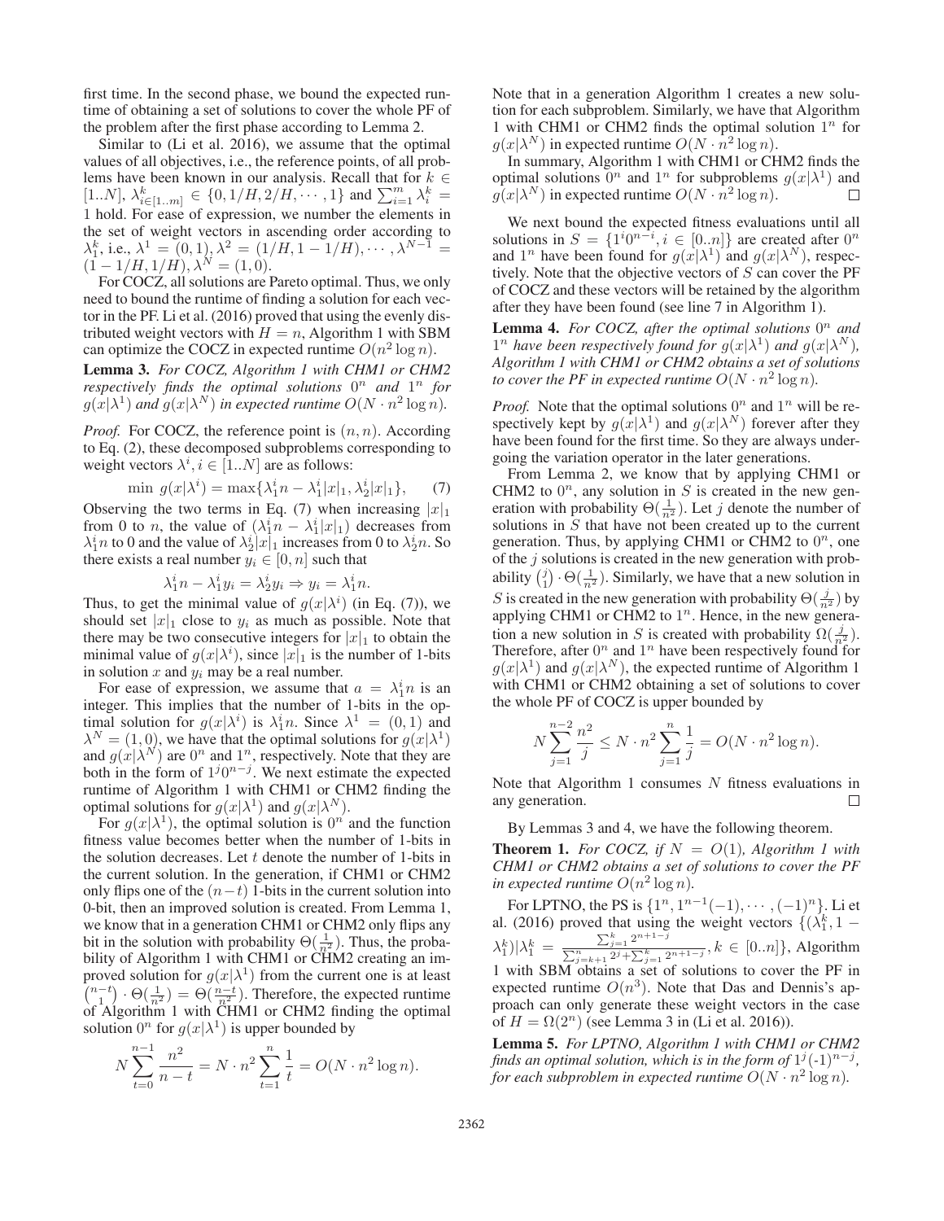first time. In the second phase, we bound the expected runtime of obtaining a set of solutions to cover the whole PF of the problem after the first phase according to Lemma 2.

Similar to (Li et al. 2016), we assume that the optimal values of all objectives, i.e., the reference points, of all problems have been known in our analysis. Recall that for $k \in [1..N]$, $\lambda^k_{i\in[1..m]} \in \{0, 1/H, 2/H, \cdots, 1\}$ and $\sum_{i=1}^{m} \lambda^k_i = 1$ hold. For ease of expression, we number the elements in the set of weight vectors in ascending order according to $\lambda^k_1$, i.e., $\lambda^1 = (0, 1), \lambda^2 = (1/H, 1 - 1/H), \cdots, \lambda^{N-1} = (1 - 1/H, 1/H), \lambda^N = (1, 0)$.

For COCZ, all solutions are Pareto optimal. Thus, we only need to bound the runtime of finding a solution for each vector in the PF. Li et al. (2016) proved that using the evenly distributed weight vectors with $H = n$, Algorithm 1 with SBM can optimize the COCZ in expected runtime $O(n^2 \log n)$.

**Lemma 3.** *For COCZ, Algorithm 1 with CHM1 or CHM2 respectively finds the optimal solutions $0^n$ and $1^n$ for $g(x|\lambda^1)$ and $g(x|\lambda^N)$ in expected runtime $O(N \cdot n^2 \log n)$.*

*Proof.* For COCZ, the reference point is $(n, n)$. According to Eq. (2), these decomposed subproblems corresponding to weight vectors $\lambda^i, i \in [1..N]$ are as follows:

$$\min\ g(x|\lambda^i) = \max\{\lambda^i_1 n - \lambda^i_1 |x|_1, \lambda^i_2 |x|_1\}, \qquad (7)$$

Observing the two terms in Eq. (7) when increasing $|x|_1$ from 0 to $n$, the value of $(\lambda^i_1 n - \lambda^i_1 |x|_1)$ decreases from $\lambda^i_1 n$ to 0 and the value of $\lambda^i_2 |x|_1$ increases from 0 to $\lambda^i_2 n$. So there exists a real number $y_i \in [0, n]$ such that

$$\lambda^i_1 n - \lambda^i_1 y_i = \lambda^i_2 y_i \Rightarrow y_i = \lambda^i_1 n.$$

Thus, to get the minimal value of $g(x|\lambda^i)$ (in Eq. (7)), we should set $|x|_1$ close to $y_i$ as much as possible. Note that there may be two consecutive integers for $|x|_1$ to obtain the minimal value of $g(x|\lambda^i)$, since $|x|_1$ is the number of 1-bits in solution $x$ and $y_i$ may be a real number.

For ease of expression, we assume that $a = \lambda^i_1 n$ is an integer. This implies that the number of 1-bits in the optimal solution for $g(x|\lambda^i)$ is $\lambda^i_1 n$. Since $\lambda^1 = (0, 1)$ and $\lambda^N = (1, 0)$, we have that the optimal solutions for $g(x|\lambda^1)$ and $g(x|\lambda^N)$ are $0^n$ and $1^n$, respectively. Note that they are both in the form of $1^j 0^{n-j}$. We next estimate the expected runtime of Algorithm 1 with CHM1 or CHM2 finding the optimal solutions for $g(x|\lambda^1)$ and $g(x|\lambda^N)$.

For $g(x|\lambda^1)$, the optimal solution is $0^n$ and the function fitness value becomes better when the number of 1-bits in the solution decreases. Let $t$ denote the number of 1-bits in the current solution. In the generation, if CHM1 or CHM2 only flips one of the $(n-t)$ 1-bits in the current solution into 0-bit, then an improved solution is created. From Lemma 1, we know that in a generation CHM1 or CHM2 only flips any bit in the solution with probability $\Theta(\frac{1}{n^2})$. Thus, the probability of Algorithm 1 with CHM1 or CHM2 creating an improved solution for $g(x|\lambda^1)$ from the current one is at least $\binom{n-t}{1} \cdot \Theta(\frac{1}{n^2}) = \Theta(\frac{n-t}{n^2})$. Therefore, the expected runtime of Algorithm 1 with CHM1 or CHM2 finding the optimal solution $0^n$ for $g(x|\lambda^1)$ is upper bounded by

$$N \sum_{t=0}^{n-1} \frac{n^2}{n-t} = N \cdot n^2 \sum_{t=1}^{n} \frac{1}{t} = O(N \cdot n^2 \log n).$$

Note that in a generation Algorithm 1 creates a new solution for each subproblem. Similarly, we have that Algorithm 1 with CHM1 or CHM2 finds the optimal solution $1^n$ for $g(x|\lambda^N)$ in expected runtime $O(N \cdot n^2 \log n)$.

In summary, Algorithm 1 with CHM1 or CHM2 finds the optimal solutions $0^n$ and $1^n$ for subproblems $g(x|\lambda^1)$ and $g(x|\lambda^N)$ in expected runtime $O(N \cdot n^2 \log n)$. ∎

We next bound the expected fitness evaluations until all solutions in $S = \{1^i 0^{n-i}, i \in [0..n]\}$ are created after $0^n$ and $1^n$ have been found for $g(x|\lambda^1)$ and $g(x|\lambda^N)$, respectively. Note that the objective vectors of $S$ can cover the PF of COCZ and these vectors will be retained by the algorithm after they have been found (see line 7 in Algorithm 1).

**Lemma 4.** *For COCZ, after the optimal solutions $0^n$ and $1^n$ have been respectively found for $g(x|\lambda^1)$ and $g(x|\lambda^N)$, Algorithm 1 with CHM1 or CHM2 obtains a set of solutions to cover the PF in expected runtime $O(N \cdot n^2 \log n)$.*

*Proof.* Note that the optimal solutions $0^n$ and $1^n$ will be respectively kept by $g(x|\lambda^1)$ and $g(x|\lambda^N)$ forever after they have been found for the first time. So they are always undergoing the variation operator in the later generations.

From Lemma 2, we know that by applying CHM1 or CHM2 to $0^n$, any solution in $S$ is created in the new generation with probability $\Theta(\frac{1}{n^2})$. Let $j$ denote the number of solutions in $S$ that have not been created up to the current generation. Thus, by applying CHM1 or CHM2 to $0^n$, one of the $j$ solutions is created in the new generation with probability $\binom{j}{1} \cdot \Theta(\frac{1}{n^2})$. Similarly, we have that a new solution in $S$ is created in the new generation with probability $\Theta(\frac{j}{n^2})$ by applying CHM1 or CHM2 to $1^n$. Hence, in the new generation a new solution in $S$ is created with probability $\Omega(\frac{j}{n^2})$. Therefore, after $0^n$ and $1^n$ have been respectively found for $g(x|\lambda^1)$ and $g(x|\lambda^N)$, the expected runtime of Algorithm 1 with CHM1 or CHM2 obtaining a set of solutions to cover the whole PF of COCZ is upper bounded by

$$N \sum_{j=1}^{n-2} \frac{n^2}{j} \le N \cdot n^2 \sum_{j=1}^{n} \frac{1}{j} = O(N \cdot n^2 \log n).$$

Note that Algorithm 1 consumes $N$ fitness evaluations in any generation. ∎

By Lemmas 3 and 4, we have the following theorem.

**Theorem 1.** *For COCZ, if $N = O(1)$, Algorithm 1 with CHM1 or CHM2 obtains a set of solutions to cover the PF in expected runtime $O(n^2 \log n)$.*

For LPTNO, the PS is $\{1^n, 1^{n-1}(-1), \cdots, (-1)^n\}$. Li et al. (2016) proved that using the weight vectors $\{(\lambda^k_1, 1 - \lambda^k_1)|\lambda^k_1 = \frac{\sum_{j=1}^{k} 2^{n+1-j}}{\sum_{j=k+1}^{n} 2^j + \sum_{j=1}^{k} 2^{n+1-j}}, k \in [0..n]\}$, Algorithm 1 with SBM obtains a set of solutions to cover the PF in expected runtime $O(n^3)$. Note that Das and Dennis's approach can only generate these weight vectors in the case of $H = \Omega(2^n)$ (see Lemma 3 in (Li et al. 2016)).

**Lemma 5.** *For LPTNO, Algorithm 1 with CHM1 or CHM2 finds an optimal solution, which is in the form of $1^j(\text{-}1)^{n-j}$, for each subproblem in expected runtime $O(N \cdot n^2 \log n)$.*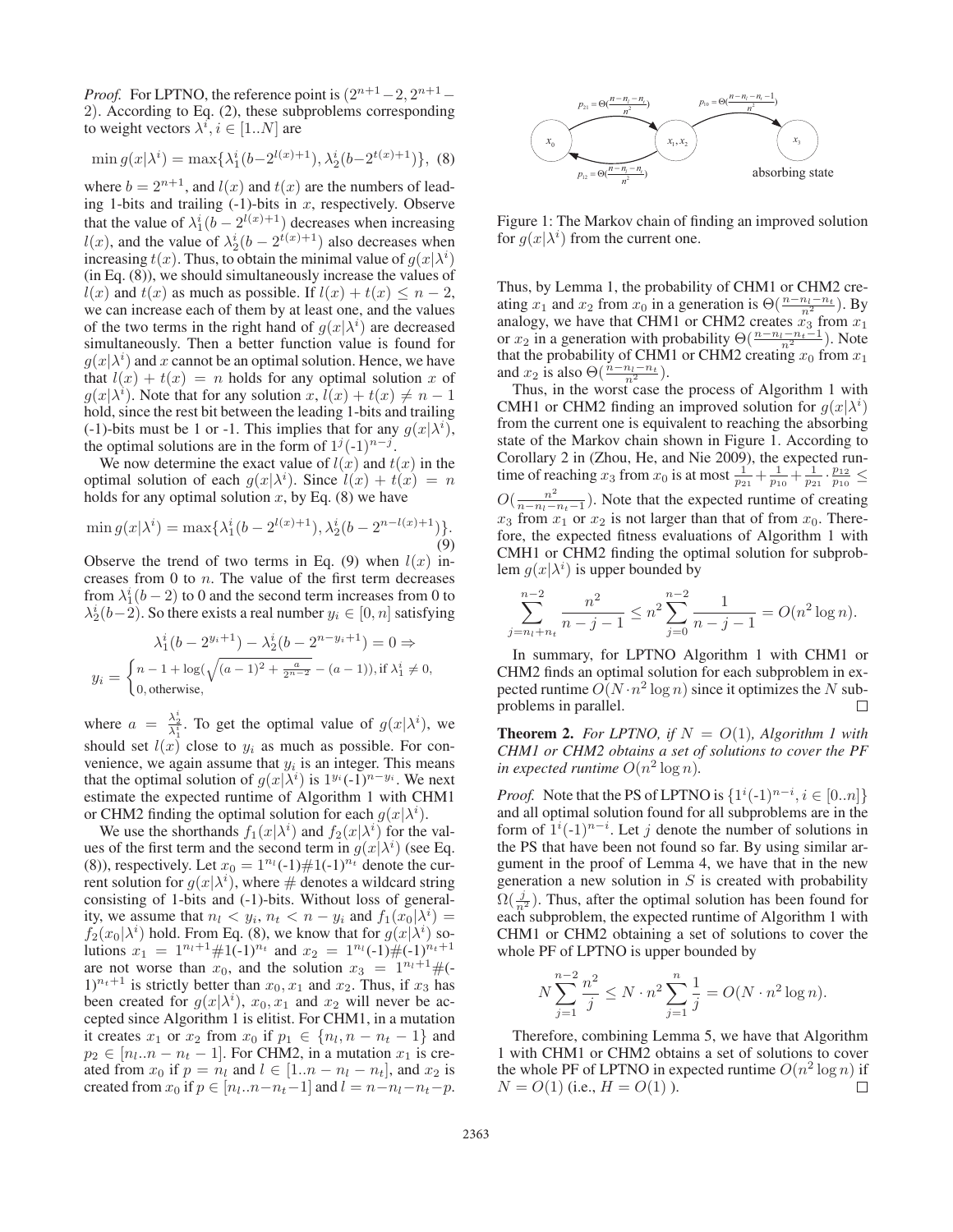*Proof.* For LPTNO, the reference point is $(2^{n+1}-2, 2^{n+1}-2)$. According to Eq. (2), these subproblems corresponding to weight vectors $\lambda^i, i \in [1..N]$ are

$$\min g(x|\lambda^i) = \max\{\lambda_1^i(b - 2^{l(x)+1}), \lambda_2^i(b - 2^{t(x)+1})\}, \quad (8)$$

where $b = 2^{n+1}$, and $l(x)$ and $t(x)$ are the numbers of leading 1-bits and trailing (-1)-bits in $x$, respectively. Observe that the value of $\lambda_1^i(b - 2^{l(x)+1})$ decreases when increasing $l(x)$, and the value of $\lambda_2^i(b - 2^{t(x)+1})$ also decreases when increasing $t(x)$. Thus, to obtain the minimal value of $g(x|\lambda^i)$ (in Eq. (8)), we should simultaneously increase the values of $l(x)$ and $t(x)$ as much as possible. If $l(x) + t(x) \leq n - 2$, we can increase each of them by at least one, and the values of the two terms in the right hand of $g(x|\lambda^i)$ are decreased simultaneously. Then a better function value is found for $g(x|\lambda^i)$ and $x$ cannot be an optimal solution. Hence, we have that $l(x) + t(x) = n$ holds for any optimal solution $x$ of $g(x|\lambda^i)$. Note that for any solution $x$, $l(x) + t(x) \neq n - 1$ hold, since the rest bit between the leading 1-bits and trailing (-1)-bits must be 1 or -1. This implies that for any $g(x|\lambda^i)$, the optimal solutions are in the form of $1^j(\text{-}1)^{n-j}$.

We now determine the exact value of $l(x)$ and $t(x)$ in the optimal solution of each $g(x|\lambda^i)$. Since $l(x) + t(x) = n$ holds for any optimal solution $x$, by Eq. (8) we have

$$\min g(x|\lambda^i) = \max\{\lambda_1^i(b - 2^{l(x)+1}), \lambda_2^i(b - 2^{n-l(x)+1})\}. \quad (9)$$

Observe the trend of two terms in Eq. (9) when $l(x)$ increases from 0 to $n$. The value of the first term decreases from $\lambda_1^i(b-2)$ to 0 and the second term increases from 0 to $\lambda_2^i(b-2)$. So there exists a real number $y_i \in [0, n]$ satisfying

$$\lambda_1^i(b - 2^{y_i+1}) - \lambda_2^i(b - 2^{n-y_i+1}) = 0 \Rightarrow$$

$$y_i = \begin{cases} n - 1 + \log(\sqrt{(a-1)^2 + \frac{a}{2^{n-2}}} - (a-1)), & \text{if } \lambda_1^i \neq 0, \\ 0, & \text{otherwise,} \end{cases}$$

where $a = \frac{\lambda_2^i}{\lambda_1^i}$. To get the optimal value of $g(x|\lambda^i)$, we should set $l(x)$ close to $y_i$ as much as possible. For convenience, we again assume that $y_i$ is an integer. This means that the optimal solution of $g(x|\lambda^i)$ is $1^{y_i}(\text{-}1)^{n-y_i}$. We next estimate the expected runtime of Algorithm 1 with CHM1 or CHM2 finding the optimal solution for each $g(x|\lambda^i)$.

We use the shorthands $f_1(x|\lambda^i)$ and $f_2(x|\lambda^i)$ for the values of the first term and the second term in $g(x|\lambda^i)$ (see Eq. (8)), respectively. Let $x_0 = 1^{n_l}(\text{-}1)\#1(\text{-}1)^{n_t}$ denote the current solution for $g(x|\lambda^i)$, where $\#$ denotes a wildcard string consisting of 1-bits and (-1)-bits. Without loss of generality, we assume that $n_l < y_i$, $n_t < n - y_i$ and $f_1(x_0|\lambda^i) = f_2(x_0|\lambda^i)$ hold. From Eq. (8), we know that for $g(x|\lambda^i)$ solutions $x_1 = 1^{n_l+1}\#1(\text{-}1)^{n_t}$ and $x_2 = 1^{n_l}(\text{-}1)\#(\text{-}1)^{n_t+1}$ are not worse than $x_0$, and the solution $x_3 = 1^{n_l+1}\#(\text{-}1)^{n_t+1}$ is strictly better than $x_0, x_1$ and $x_2$. Thus, if $x_3$ has been created for $g(x|\lambda^i)$, $x_0$, $x_1$ and $x_2$ will never be accepted since Algorithm 1 is elitist. For CHM1, in a mutation it creates $x_1$ or $x_2$ from $x_0$ if $p_1 \in \{n_l, n - n_t - 1\}$ and $p_2 \in [n_l..n - n_t - 1]$. For CHM2, in a mutation $x_1$ is created from $x_0$ if $p = n_l$ and $l \in [1..n - n_l - n_t]$, and $x_2$ is created from $x_0$ if $p \in [n_l..n - n_t - 1]$ and $l = n - n_l - n_t - p$.

Figure 1: The Markov chain of finding an improved solution for $g(x|\lambda^i)$ from the current one.

Thus, by Lemma 1, the probability of CHM1 or CHM2 creating $x_1$ and $x_2$ from $x_0$ in a generation is $\Theta(\frac{n-n_l-n_t}{n^2})$. By analogy, we have that CHM1 or CHM2 creates $x_3$ from $x_1$ or $x_2$ in a generation with probability $\Theta(\frac{n-n_l-n_t-1}{n^2})$. Note that the probability of CHM1 or CHM2 creating $x_0$ from $x_1$ and $x_2$ is also $\Theta(\frac{n-n_l-n_t}{n^2})$.

Thus, in the worst case the process of Algorithm 1 with CMH1 or CHM2 finding an improved solution for $g(x|\lambda^i)$ from the current one is equivalent to reaching the absorbing state of the Markov chain shown in Figure 1. According to Corollary 2 in (Zhou, He, and Nie 2009), the expected runtime of reaching $x_3$ from $x_0$ is at most $\frac{1}{p_{21}} + \frac{1}{p_{10}} + \frac{1}{p_{21}} \cdot \frac{p_{12}}{p_{10}} \leq O(\frac{n^2}{n-n_l-n_t-1})$. Note that the expected runtime of creating $x_3$ from $x_1$ or $x_2$ is not larger than that of from $x_0$. Therefore, the expected fitness evaluations of Algorithm 1 with CMH1 or CHM2 finding the optimal solution for subproblem $g(x|\lambda^i)$ is upper bounded by

$$\sum_{j=n_l+n_t}^{n-2} \frac{n^2}{n-j-1} \leq n^2 \sum_{j=0}^{n-2} \frac{1}{n-j-1} = O(n^2 \log n).$$

In summary, for LPTNO Algorithm 1 with CHM1 or CHM2 finds an optimal solution for each subproblem in expected runtime $O(N \cdot n^2 \log n)$ since it optimizes the $N$ subproblems in parallel. $\square$

**Theorem 2.** *For LPTNO, if $N = O(1)$, Algorithm 1 with CHM1 or CHM2 obtains a set of solutions to cover the PF in expected runtime $O(n^2 \log n)$.*

*Proof.* Note that the PS of LPTNO is $\{1^i(\text{-}1)^{n-i}, i \in [0..n]\}$ and all optimal solution found for all subproblems are in the form of $1^i(\text{-}1)^{n-i}$. Let $j$ denote the number of solutions in the PS that have been not found so far. By using similar argument in the proof of Lemma 4, we have that in the new generation a new solution in $S$ is created with probability $\Omega(\frac{j}{n^2})$. Thus, after the optimal solution has been found for each subproblem, the expected runtime of Algorithm 1 with CHM1 or CHM2 obtaining a set of solutions to cover the whole PF of LPTNO is upper bounded by

$$N \sum_{j=1}^{n-2} \frac{n^2}{j} \leq N \cdot n^2 \sum_{j=1}^{n} \frac{1}{j} = O(N \cdot n^2 \log n).$$

Therefore, combining Lemma 5, we have that Algorithm 1 with CHM1 or CHM2 obtains a set of solutions to cover the whole PF of LPTNO in expected runtime $O(n^2 \log n)$ if $N = O(1)$ (i.e., $H = O(1)$ ). $\square$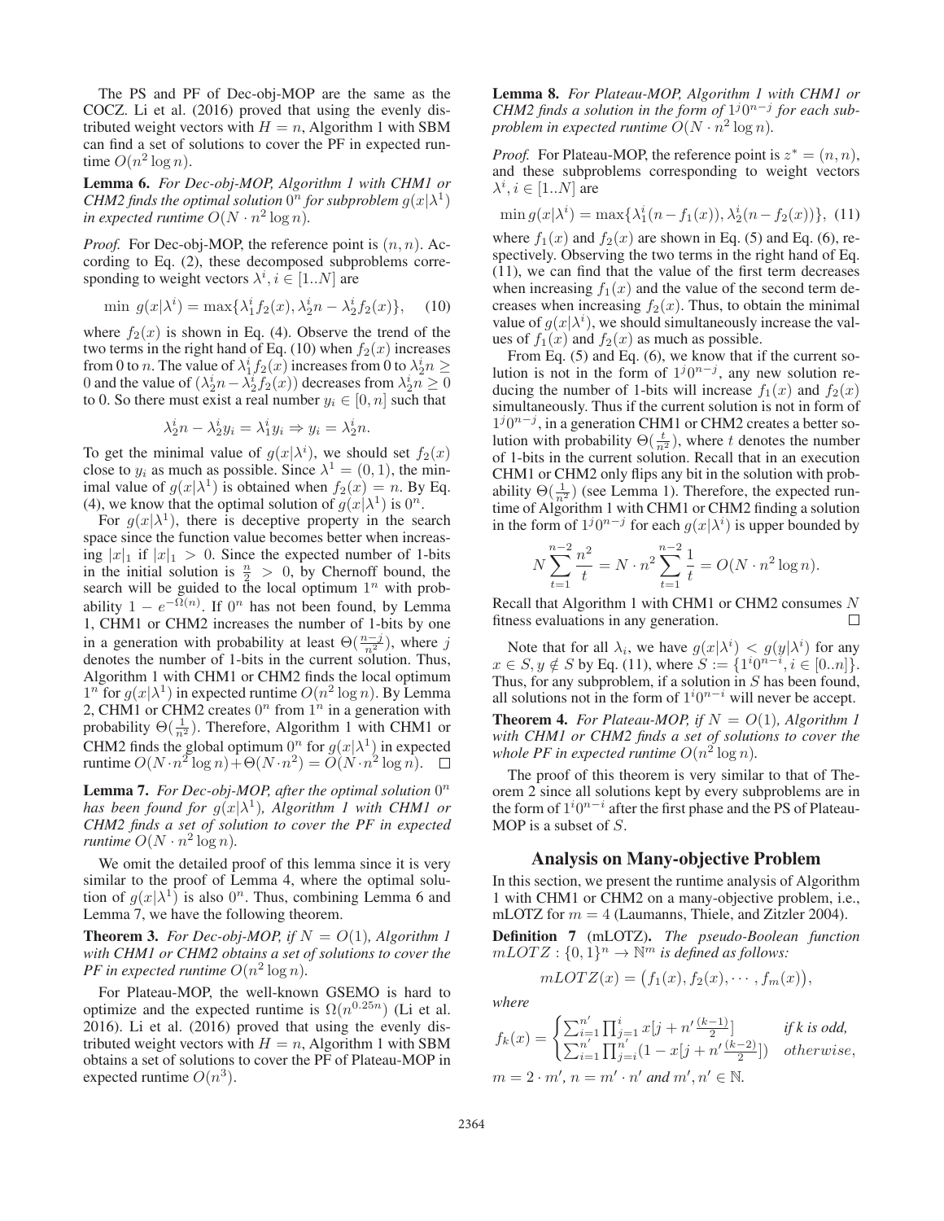The PS and PF of Dec-obj-MOP are the same as the COCZ. Li et al. (2016) proved that using the evenly distributed weight vectors with $H = n$, Algorithm 1 with SBM can find a set of solutions to cover the PF in expected runtime $O(n^2 \log n)$.

**Lemma 6.** *For Dec-obj-MOP, Algorithm 1 with CHM1 or CHM2 finds the optimal solution $0^n$ for subproblem $g(x|\lambda^1)$ in expected runtime $O(N \cdot n^2 \log n)$.*

*Proof.* For Dec-obj-MOP, the reference point is $(n, n)$. According to Eq. (2), these decomposed subproblems corresponding to weight vectors $\lambda^i, i \in [1..N]$ are

$$\min \ g(x|\lambda^i) = \max\{\lambda_1^i f_2(x), \lambda_2^i n - \lambda_2^i f_2(x)\}, \quad (10)$$

where $f_2(x)$ is shown in Eq. (4). Observe the trend of the two terms in the right hand of Eq. (10) when $f_2(x)$ increases from 0 to $n$. The value of $\lambda_1^i f_2(x)$ increases from 0 to $\lambda_2^i n \geq 0$ and the value of $(\lambda_2^i n - \lambda_2^i f_2(x))$ decreases from $\lambda_2^i n \geq 0$ to 0. So there must exist a real number $y_i \in [0, n]$ such that

$$\lambda_2^i n - \lambda_2^i y_i = \lambda_1^i y_i \Rightarrow y_i = \lambda_2^i n.$$

To get the minimal value of $g(x|\lambda^i)$, we should set $f_2(x)$ close to $y_i$ as much as possible. Since $\lambda^1 = (0, 1)$, the minimal value of $g(x|\lambda^1)$ is obtained when $f_2(x) = n$. By Eq. (4), we know that the optimal solution of $g(x|\lambda^1)$ is $0^n$.

For $g(x|\lambda^1)$, there is deceptive property in the search space since the function value becomes better when increasing $|x|_1$ if $|x|_1 > 0$. Since the expected number of 1-bits in the initial solution is $\frac{n}{2} > 0$, by Chernoff bound, the search will be guided to the local optimum $1^n$ with probability $1 - e^{-\Omega(n)}$. If $0^n$ has not been found, by Lemma 1, CHM1 or CHM2 increases the number of 1-bits by one in a generation with probability at least $\Theta(\frac{n-j}{n^2})$, where $j$ denotes the number of 1-bits in the current solution. Thus, Algorithm 1 with CHM1 or CHM2 finds the local optimum $1^n$ for $g(x|\lambda^1)$ in expected runtime $O(n^2 \log n)$. By Lemma 2, CHM1 or CHM2 creates $0^n$ from $1^n$ in a generation with probability $\Theta(\frac{1}{n^2})$. Therefore, Algorithm 1 with CHM1 or CHM2 finds the global optimum $0^n$ for $g(x|\lambda^1)$ in expected runtime $O(N \cdot n^2 \log n) + \Theta(N \cdot n^2) = O(N \cdot n^2 \log n)$. $\square$

**Lemma 7.** *For Dec-obj-MOP, after the optimal solution $0^n$ has been found for $g(x|\lambda^1)$, Algorithm 1 with CHM1 or CHM2 finds a set of solution to cover the PF in expected runtime $O(N \cdot n^2 \log n)$.*

We omit the detailed proof of this lemma since it is very similar to the proof of Lemma 4, where the optimal solution of $g(x|\lambda^1)$ is also $0^n$. Thus, combining Lemma 6 and Lemma 7, we have the following theorem.

**Theorem 3.** *For Dec-obj-MOP, if $N = O(1)$, Algorithm 1 with CHM1 or CHM2 obtains a set of solutions to cover the PF in expected runtime $O(n^2 \log n)$.*

For Plateau-MOP, the well-known GSEMO is hard to optimize and the expected runtime is $\Omega(n^{0.25n})$ (Li et al. 2016). Li et al. (2016) proved that using the evenly distributed weight vectors with $H = n$, Algorithm 1 with SBM obtains a set of solutions to cover the PF of Plateau-MOP in expected runtime $O(n^3)$.

**Lemma 8.** *For Plateau-MOP, Algorithm 1 with CHM1 or CHM2 finds a solution in the form of $1^j 0^{n-j}$ for each subproblem in expected runtime $O(N \cdot n^2 \log n)$.*

*Proof.* For Plateau-MOP, the reference point is $z^* = (n, n)$, and these subproblems corresponding to weight vectors $\lambda^i, i \in [1..N]$ are

$$\min g(x|\lambda^i) = \max\{\lambda_1^i (n - f_1(x)), \lambda_2^i (n - f_2(x))\}, \ (11)$$

where $f_1(x)$ and $f_2(x)$ are shown in Eq. (5) and Eq. (6), respectively. Observing the two terms in the right hand of Eq. (11), we can find that the value of the first term decreases when increasing $f_1(x)$ and the value of the second term decreases when increasing $f_2(x)$. Thus, to obtain the minimal value of $g(x|\lambda^i)$, we should simultaneously increase the values of $f_1(x)$ and $f_2(x)$ as much as possible.

From Eq. (5) and Eq. (6), we know that if the current solution is not in the form of $1^j 0^{n-j}$, any new solution reducing the number of 1-bits will increase $f_1(x)$ and $f_2(x)$ simultaneously. Thus if the current solution is not in form of $1^j 0^{n-j}$, in a generation CHM1 or CHM2 creates a better solution with probability $\Theta(\frac{t}{n^2})$, where $t$ denotes the number of 1-bits in the current solution. Recall that in an execution CHM1 or CHM2 only flips any bit in the solution with probability $\Theta(\frac{1}{n^2})$ (see Lemma 1). Therefore, the expected runtime of Algorithm 1 with CHM1 or CHM2 finding a solution in the form of $1^j 0^{n-j}$ for each $g(x|\lambda^i)$ is upper bounded by

$$N \sum_{t=1}^{n-2} \frac{n^2}{t} = N \cdot n^2 \sum_{t=1}^{n-2} \frac{1}{t} = O(N \cdot n^2 \log n).$$

Recall that Algorithm 1 with CHM1 or CHM2 consumes $N$ fitness evaluations in any generation. $\square$

Note that for all $\lambda_i$, we have $g(x|\lambda^i) < g(y|\lambda^i)$ for any $x \in S, y \notin S$ by Eq. (11), where $S := \{1^i 0^{n-i}, i \in [0..n]\}$. Thus, for any subproblem, if a solution in $S$ has been found, all solutions not in the form of $1^i 0^{n-i}$ will never be accept.

**Theorem 4.** *For Plateau-MOP, if $N = O(1)$, Algorithm 1 with CHM1 or CHM2 finds a set of solutions to cover the whole PF in expected runtime $O(n^2 \log n)$.*

The proof of this theorem is very similar to that of Theorem 2 since all solutions kept by every subproblems are in the form of $1^i 0^{n-i}$ after the first phase and the PS of Plateau-MOP is a subset of $S$.

## Analysis on Many-objective Problem

In this section, we present the runtime analysis of Algorithm 1 with CHM1 or CHM2 on a many-objective problem, i.e., mLOTZ for $m = 4$ (Laumanns, Thiele, and Zitzler 2004).

**Definition 7** (mLOTZ). *The pseudo-Boolean function $mLOTZ : \{0, 1\}^n \to \mathbb{N}^m$ is defined as follows:*

$$mLOTZ(x) = \big(f_1(x), f_2(x), \cdots, f_m(x)\big),$$

*where*

$$f_k(x) = \begin{cases} \sum_{i=1}^{n'} \prod_{j=1}^{i} x[j + n' \frac{(k-1)}{2}] & \text{if } k \text{ is odd,} \\ \sum_{i=1}^{n'} \prod_{j=i}^{n'} (1 - x[j + n' \frac{(k-2)}{2}]) & otherwise, \end{cases}$$

$m = 2 \cdot m'$, $n = m' \cdot n'$ *and* $m', n' \in \mathbb{N}$.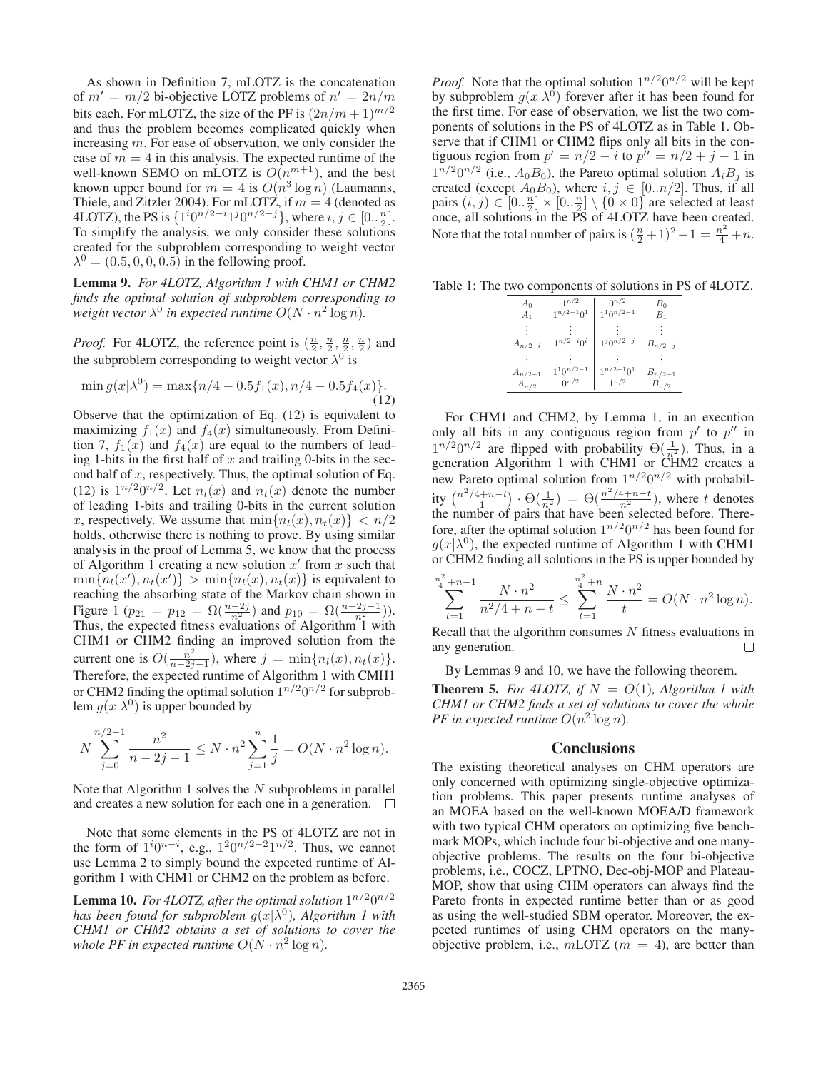As shown in Definition 7, mLOTZ is the concatenation of $m' = m/2$ bi-objective LOTZ problems of $n' = 2n/m$ bits each. For mLOTZ, the size of the PF is $(2n/m+1)^{m/2}$ and thus the problem becomes complicated quickly when increasing $m$. For ease of observation, we only consider the case of $m = 4$ in this analysis. The expected runtime of the well-known SEMO on mLOTZ is $O(n^{m+1})$, and the best known upper bound for $m = 4$ is $O(n^3 \log n)$ (Laumanns, Thiele, and Zitzler 2004). For mLOTZ, if $m = 4$ (denoted as 4LOTZ), the PS is $\{1^i 0^{n/2-i} 1^j 0^{n/2-j}\}$, where $i, j \in [0..\frac{n}{2}]$. To simplify the analysis, we only consider these solutions created for the subproblem corresponding to weight vector $\lambda^0 = (0.5, 0, 0, 0.5)$ in the following proof.

**Lemma 9.** *For 4LOTZ, Algorithm 1 with CHM1 or CHM2 finds the optimal solution of subproblem corresponding to weight vector $\lambda^0$ in expected runtime $O(N \cdot n^2 \log n)$.*

*Proof.* For 4LOTZ, the reference point is $(\frac{n}{2}, \frac{n}{2}, \frac{n}{2}, \frac{n}{2})$ and the subproblem corresponding to weight vector $\lambda^0$ is

$$\min g(x|\lambda^0) = \max\{n/4 - 0.5 f_1(x), n/4 - 0.5 f_4(x)\}. \tag{12}$$

Observe that the optimization of Eq. (12) is equivalent to maximizing $f_1(x)$ and $f_4(x)$ simultaneously. From Definition 7, $f_1(x)$ and $f_4(x)$ are equal to the numbers of leading 1-bits in the first half of $x$ and trailing 0-bits in the second half of $x$, respectively. Thus, the optimal solution of Eq. (12) is $1^{n/2}0^{n/2}$. Let $n_l(x)$ and $n_t(x)$ denote the number of leading 1-bits and trailing 0-bits in the current solution $x$, respectively. We assume that $\min\{n_l(x), n_t(x)\} < n/2$ holds, otherwise there is nothing to prove. By using similar analysis in the proof of Lemma 5, we know that the process of Algorithm 1 creating a new solution $x'$ from $x$ such that $\min\{n_l(x'), n_t(x')\} > \min\{n_l(x), n_t(x)\}$ is equivalent to reaching the absorbing state of the Markov chain shown in Figure 1 ($p_{21} = p_{12} = \Omega(\frac{n-2j}{n^2})$ and $p_{10} = \Omega(\frac{n-2j-1}{n^2})$). Thus, the expected fitness evaluations of Algorithm 1 with CHM1 or CHM2 finding an improved solution from the current one is $O(\frac{n^2}{n-2j-1})$, where $j = \min\{n_l(x), n_t(x)\}$. Therefore, the expected runtime of Algorithm 1 with CMH1 or CHM2 finding the optimal solution $1^{n/2}0^{n/2}$ for subproblem $g(x|\lambda^0)$ is upper bounded by

$$N \sum_{j=0}^{n/2-1} \frac{n^2}{n-2j-1} \leq N \cdot n^2 \sum_{j=1}^{n} \frac{1}{j} = O(N \cdot n^2 \log n).$$

Note that Algorithm 1 solves the $N$ subproblems in parallel and creates a new solution for each one in a generation. $\square$

Note that some elements in the PS of 4LOTZ are not in the form of $1^i 0^{n-i}$, e.g., $1^2 0^{n/2-2} 1^{n/2}$. Thus, we cannot use Lemma 2 to simply bound the expected runtime of Algorithm 1 with CHM1 or CHM2 on the problem as before.

**Lemma 10.** *For 4LOTZ, after the optimal solution $1^{n/2}0^{n/2}$ has been found for subproblem $g(x|\lambda^0)$, Algorithm 1 with CHM1 or CHM2 obtains a set of solutions to cover the whole PF in expected runtime $O(N \cdot n^2 \log n)$.*

*Proof.* Note that the optimal solution $1^{n/2}0^{n/2}$ will be kept by subproblem $g(x|\lambda^0)$ forever after it has been found for the first time. For ease of observation, we list the two components of solutions in the PS of 4LOTZ as in Table 1. Observe that if CHM1 or CHM2 flips only all bits in the contiguous region from $p' = n/2 - i$ to $p'' = n/2 + j - 1$ in $1^{n/2}0^{n/2}$ (i.e., $A_0 B_0$), the Pareto optimal solution $A_i B_j$ is created (except $A_0 B_0$), where $i, j \in [0..n/2]$. Thus, if all pairs $(i, j) \in [0..\frac{n}{2}] \times [0..\frac{n}{2}] \setminus \{0 \times 0\}$ are selected at least once, all solutions in the PS of 4LOTZ have been created. Note that the total number of pairs is $(\frac{n}{2}+1)^2 - 1 = \frac{n^2}{4} + n$.

Table 1: The two components of solutions in PS of 4LOTZ.

| | | | |
|---|---|---|---|
| $A_0$ | $1^{n/2}$ | $0^{n/2}$ | $B_0$ |
| $A_1$ | $1^{n/2-1}0^1$ | $1^1 0^{n/2-1}$ | $B_1$ |
| $\vdots$ | $\vdots$ | $\vdots$ | $\vdots$ |
| $A_{n/2-i}$ | $1^{n/2-i}0^i$ | $1^j 0^{n/2-j}$ | $B_{n/2-j}$ |
| $\vdots$ | $\vdots$ | $\vdots$ | $\vdots$ |
| $A_{n/2-1}$ | $1^1 0^{n/2-1}$ | $1^{n/2-1}0^1$ | $B_{n/2-1}$ |
| $A_{n/2}$ | $0^{n/2}$ | $1^{n/2}$ | $B_{n/2}$ |

For CHM1 and CHM2, by Lemma 1, in an execution only all bits in any contiguous region from $p'$ to $p''$ in $1^{n/2}0^{n/2}$ are flipped with probability $\Theta(\frac{1}{n^2})$. Thus, in a generation Algorithm 1 with CHM1 or CHM2 creates a new Pareto optimal solution from $1^{n/2}0^{n/2}$ with probability $\binom{n^2/4+n-t}{1} \cdot \Theta(\frac{1}{n^2}) = \Theta(\frac{n^2/4+n-t}{n^2})$, where $t$ denotes the number of pairs that have been selected before. Therefore, after the optimal solution $1^{n/2}0^{n/2}$ has been found for $g(x|\lambda^0)$, the expected runtime of Algorithm 1 with CHM1 or CHM2 finding all solutions in the PS is upper bounded by

$$\sum_{t=1}^{\frac{n^2}{4}+n-1} \frac{N \cdot n^2}{n^2/4 + n - t} \leq \sum_{t=1}^{\frac{n^2}{4}+n} \frac{N \cdot n^2}{t} = O(N \cdot n^2 \log n).$$

Recall that the algorithm consumes $N$ fitness evaluations in any generation. $\square$

By Lemmas 9 and 10, we have the following theorem.

**Theorem 5.** *For 4LOTZ, if $N = O(1)$, Algorithm 1 with CHM1 or CHM2 finds a set of solutions to cover the whole PF in expected runtime $O(n^2 \log n)$.*

## Conclusions

The existing theoretical analyses on CHM operators are only concerned with optimizing single-objective optimization problems. This paper presents runtime analyses of an MOEA based on the well-known MOEA/D framework with two typical CHM operators on optimizing five benchmark MOPs, which include four bi-objective and one many-objective problems. The results on the four bi-objective problems, i.e., COCZ, LPTNO, Dec-obj-MOP and Plateau-MOP, show that using CHM operators can always find the Pareto fronts in expected runtime better than or as good as using the well-studied SBM operator. Moreover, the expected runtimes of using CHM operators on the many-objective problem, i.e., $m$LOTZ ($m = 4$), are better than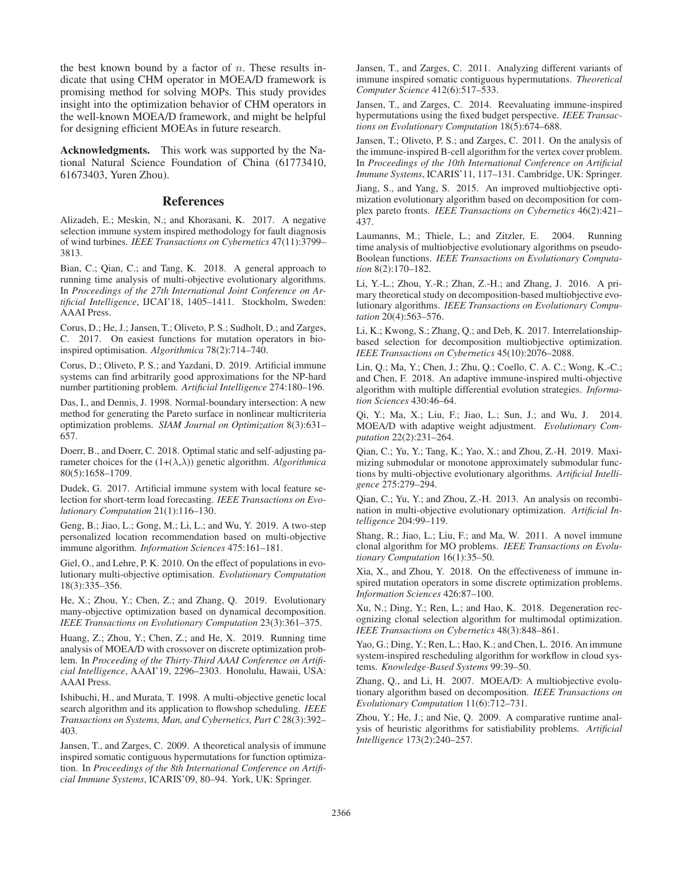the best known bound by a factor of $n$. These results indicate that using CHM operator in MOEA/D framework is promising method for solving MOPs. This study provides insight into the optimization behavior of CHM operators in the well-known MOEA/D framework, and might be helpful for designing efficient MOEAs in future research.

**Acknowledgments.** This work was supported by the National Natural Science Foundation of China (61773410, 61673403, Yuren Zhou).

## References

Alizadeh, E.; Meskin, N.; and Khorasani, K. 2017. A negative selection immune system inspired methodology for fault diagnosis of wind turbines. *IEEE Transactions on Cybernetics* 47(11):3799–3813.

Bian, C.; Qian, C.; and Tang, K. 2018. A general approach to running time analysis of multi-objective evolutionary algorithms. In *Proceedings of the 27th International Joint Conference on Artificial Intelligence*, IJCAI'18, 1405–1411. Stockholm, Sweden: AAAI Press.

Corus, D.; He, J.; Jansen, T.; Oliveto, P. S.; Sudholt, D.; and Zarges, C. 2017. On easiest functions for mutation operators in bio-inspired optimisation. *Algorithmica* 78(2):714–740.

Corus, D.; Oliveto, P. S.; and Yazdani, D. 2019. Artificial immune systems can find arbitrarily good approximations for the NP-hard number partitioning problem. *Artificial Intelligence* 274:180–196.

Das, I., and Dennis, J. 1998. Normal-boundary intersection: A new method for generating the Pareto surface in nonlinear multicriteria optimization problems. *SIAM Journal on Optimization* 8(3):631–657.

Doerr, B., and Doerr, C. 2018. Optimal static and self-adjusting parameter choices for the $(1+(\lambda,\lambda))$ genetic algorithm. *Algorithmica* 80(5):1658–1709.

Dudek, G. 2017. Artificial immune system with local feature selection for short-term load forecasting. *IEEE Transactions on Evolutionary Computation* 21(1):116–130.

Geng, B.; Jiao, L.; Gong, M.; Li, L.; and Wu, Y. 2019. A two-step personalized location recommendation based on multi-objective immune algorithm. *Information Sciences* 475:161–181.

Giel, O., and Lehre, P. K. 2010. On the effect of populations in evolutionary multi-objective optimisation. *Evolutionary Computation* 18(3):335–356.

He, X.; Zhou, Y.; Chen, Z.; and Zhang, Q. 2019. Evolutionary many-objective optimization based on dynamical decomposition. *IEEE Transactions on Evolutionary Computation* 23(3):361–375.

Huang, Z.; Zhou, Y.; Chen, Z.; and He, X. 2019. Running time analysis of MOEA/D with crossover on discrete optimization problem. In *Proceeding of the Thirty-Third AAAI Conference on Artificial Intelligence*, AAAI'19, 2296–2303. Honolulu, Hawaii, USA: AAAI Press.

Ishibuchi, H., and Murata, T. 1998. A multi-objective genetic local search algorithm and its application to flowshop scheduling. *IEEE Transactions on Systems, Man, and Cybernetics, Part C* 28(3):392–403.

Jansen, T., and Zarges, C. 2009. A theoretical analysis of immune inspired somatic contiguous hypermutations for function optimization. In *Proceedings of the 8th International Conference on Artificial Immune Systems*, ICARIS'09, 80–94. York, UK: Springer.

Jansen, T., and Zarges, C. 2011. Analyzing different variants of immune inspired somatic contiguous hypermutations. *Theoretical Computer Science* 412(6):517–533.

Jansen, T., and Zarges, C. 2014. Reevaluating immune-inspired hypermutations using the fixed budget perspective. *IEEE Transactions on Evolutionary Computation* 18(5):674–688.

Jansen, T.; Oliveto, P. S.; and Zarges, C. 2011. On the analysis of the immune-inspired B-cell algorithm for the vertex cover problem. In *Proceedings of the 10th International Conference on Artificial Immune Systems*, ICARIS'11, 117–131. Cambridge, UK: Springer.

Jiang, S., and Yang, S. 2015. An improved multiobjective optimization evolutionary algorithm based on decomposition for complex pareto fronts. *IEEE Transactions on Cybernetics* 46(2):421–437.

Laumanns, M.; Thiele, L.; and Zitzler, E. 2004. Running time analysis of multiobjective evolutionary algorithms on pseudo-Boolean functions. *IEEE Transactions on Evolutionary Computation* 8(2):170–182.

Li, Y.-L.; Zhou, Y.-R.; Zhan, Z.-H.; and Zhang, J. 2016. A primary theoretical study on decomposition-based multiobjective evolutionary algorithms. *IEEE Transactions on Evolutionary Computation* 20(4):563–576.

Li, K.; Kwong, S.; Zhang, Q.; and Deb, K. 2017. Interrelationship-based selection for decomposition multiobjective optimization. *IEEE Transactions on Cybernetics* 45(10):2076–2088.

Lin, Q.; Ma, Y.; Chen, J.; Zhu, Q.; Coello, C. A. C.; Wong, K.-C.; and Chen, F. 2018. An adaptive immune-inspired multi-objective algorithm with multiple differential evolution strategies. *Information Sciences* 430:46–64.

Qi, Y.; Ma, X.; Liu, F.; Jiao, L.; Sun, J.; and Wu, J. 2014. MOEA/D with adaptive weight adjustment. *Evolutionary Computation* 22(2):231–264.

Qian, C.; Yu, Y.; Tang, K.; Yao, X.; and Zhou, Z.-H. 2019. Maximizing submodular or monotone approximately submodular functions by multi-objective evolutionary algorithms. *Artificial Intelligence* 275:279–294.

Qian, C.; Yu, Y.; and Zhou, Z.-H. 2013. An analysis on recombination in multi-objective evolutionary optimization. *Artificial Intelligence* 204:99–119.

Shang, R.; Jiao, L.; Liu, F.; and Ma, W. 2011. A novel immune clonal algorithm for MO problems. *IEEE Transactions on Evolutionary Computation* 16(1):35–50.

Xia, X., and Zhou, Y. 2018. On the effectiveness of immune inspired mutation operators in some discrete optimization problems. *Information Sciences* 426:87–100.

Xu, N.; Ding, Y.; Ren, L.; and Hao, K. 2018. Degeneration recognizing clonal selection algorithm for multimodal optimization. *IEEE Transactions on Cybernetics* 48(3):848–861.

Yao, G.; Ding, Y.; Ren, L.; Hao, K.; and Chen, L. 2016. An immune system-inspired rescheduling algorithm for workflow in cloud systems. *Knowledge-Based Systems* 99:39–50.

Zhang, Q., and Li, H. 2007. MOEA/D: A multiobjective evolutionary algorithm based on decomposition. *IEEE Transactions on Evolutionary Computation* 11(6):712–731.

Zhou, Y.; He, J.; and Nie, Q. 2009. A comparative runtime analysis of heuristic algorithms for satisfiability problems. *Artificial Intelligence* 173(2):240–257.